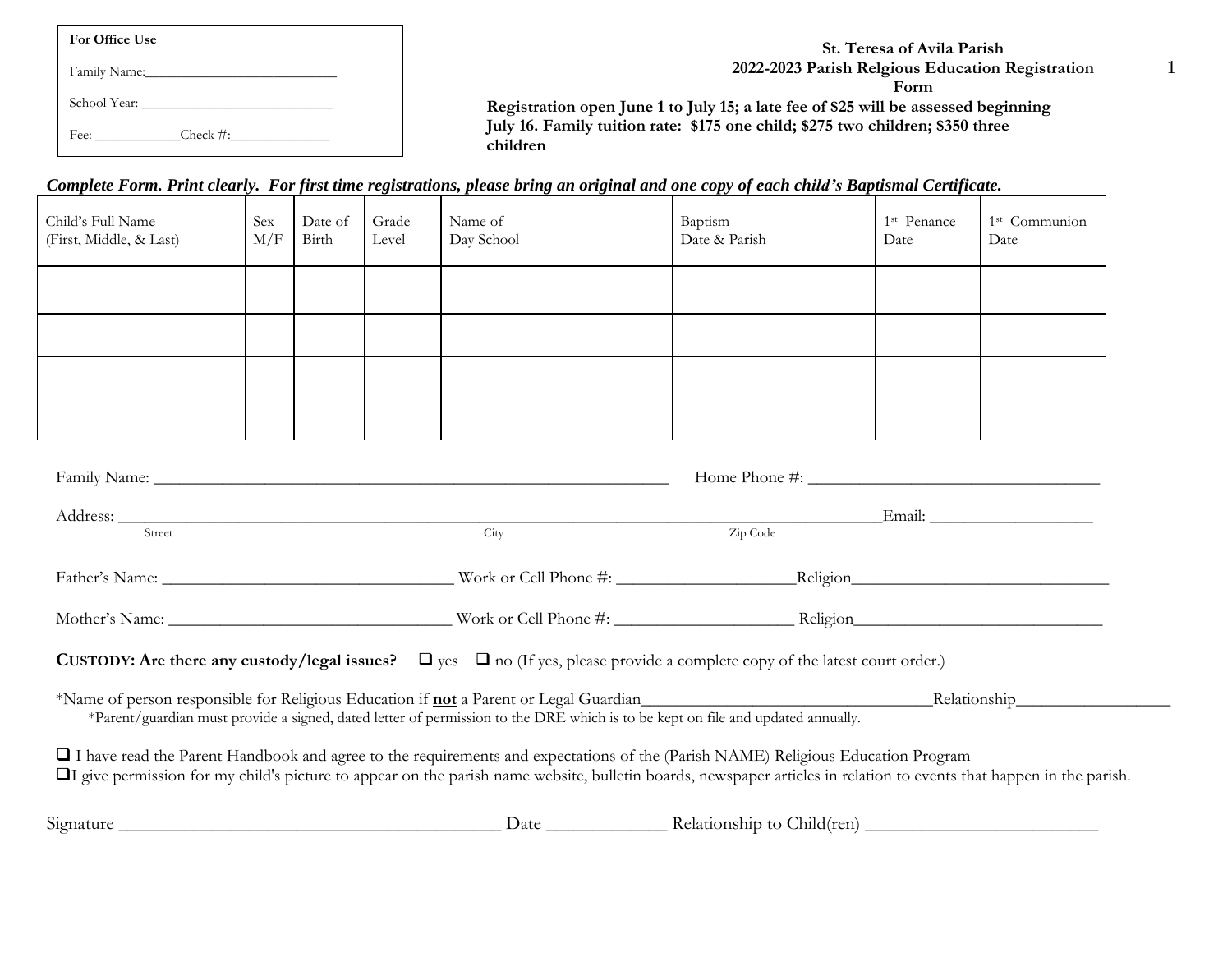**For Office Use**

Family Name:___________________________

School Year: ___________________________

Fee: ____________Check #:______________

**St. Teresa of Avila Parish**
**2022-2023 Parish Relgious Education Registration Form**

**Registration open June 1 to July 15; a late fee of $25 will be assessed beginning July 16. Family tuition rate: $175 one child; $275 two children; $350 three children**

***Complete Form. Print clearly. For first time registrations, please bring an original and one copy of each child's Baptismal Certificate.***

| Child's Full Name (First, Middle, & Last) | Sex M/F | Date of Birth | Grade Level | Name of Day School | Baptism Date & Parish | 1st Penance Date | 1st Communion Date |
|---|---|---|---|---|---|---|---|
| | | | | | | | |
| | | | | | | | |
| | | | | | | | |
| | | | | | | | |

Family Name: _______________________________________________________________ Home Phone #: ____________________________________

Address: ______________________________________________________________________________________________Email: ____________________
Street City Zip Code

Father's Name: ____________________________________ Work or Cell Phone #: ______________________Religion_______________________________

Mother's Name: ____________________________________ Work or Cell Phone #: ______________________ Religion_______________________________

**CUSTODY: Are there any custody/legal issues?** ❑ yes ❑ no (If yes, please provide a complete copy of the latest court order.)

*Name of person responsible for Religious Education if **not** a Parent or Legal Guardian____________________________________Relationship__________________

*Parent/guardian must provide a signed, dated letter of permission to the DRE which is to be kept on file and updated annually.

❑ I have read the Parent Handbook and agree to the requirements and expectations of the (Parish NAME) Religious Education Program

❑I give permission for my child's picture to appear on the parish name website, bulletin boards, newspaper articles in relation to events that happen in the parish.

Signature ______________________________________________ Date ______________ Relationship to Child(ren) ___________________________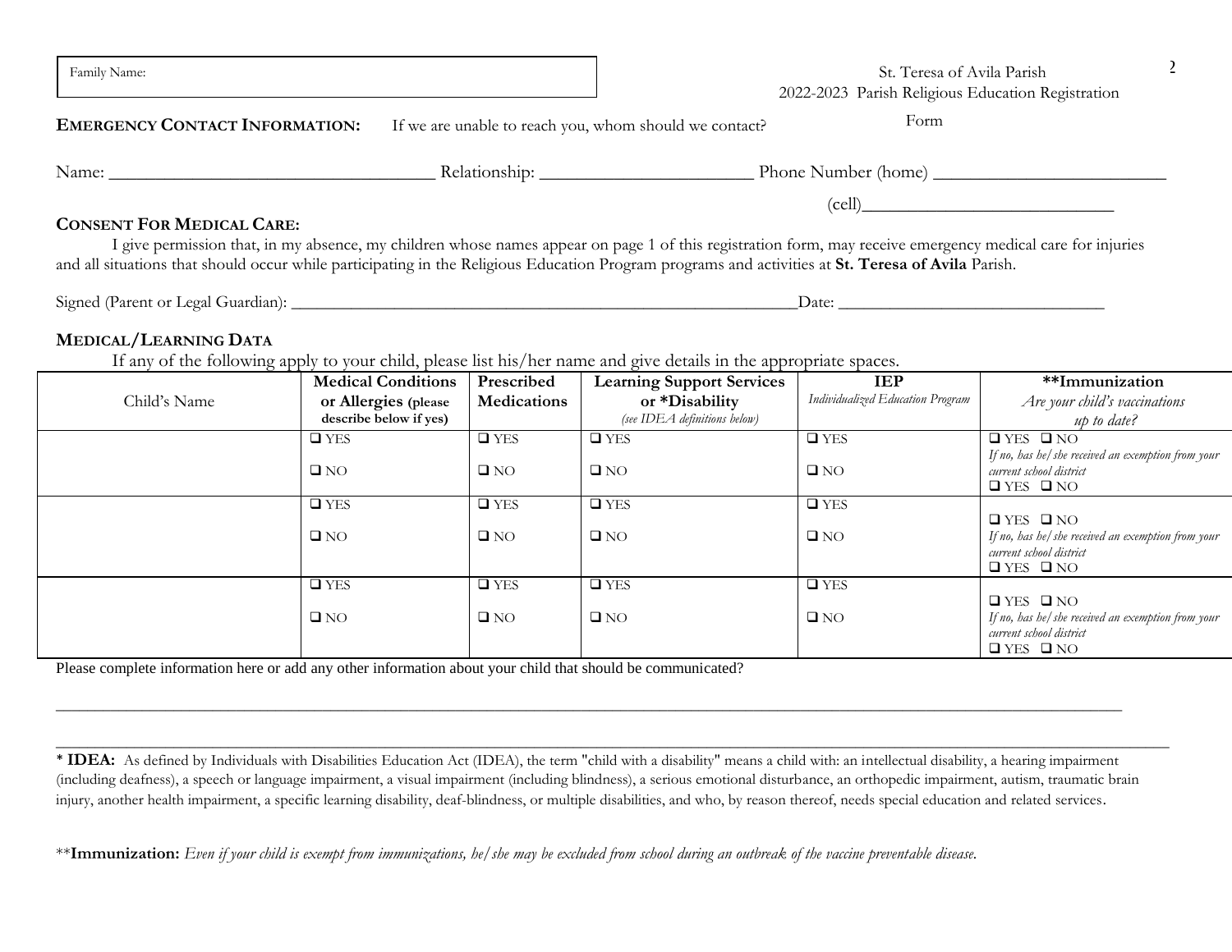Family Name:

St. Teresa of Avila Parish
2022-2023 Parish Religious Education Registration Form

**EMERGENCY CONTACT INFORMATION:** If we are unable to reach you, whom should we contact?

Name: ___________________________________ Relationship: _______________________ Phone Number (home) _________________________

(cell)____________________________

**CONSENT FOR MEDICAL CARE:**

I give permission that, in my absence, my children whose names appear on page 1 of this registration form, may receive emergency medical care for injuries and all situations that should occur while participating in the Religious Education Program programs and activities at **St. Teresa of Avila** Parish.

Signed (Parent or Legal Guardian): _____________________________________________________________Date: _______________________________

**MEDICAL/LEARNING DATA**

If any of the following apply to your child, please list his/her name and give details in the appropriate spaces.

| Child's Name | **Medical Conditions or Allergies (please describe below if yes)** | **Prescribed Medications** | **Learning Support Services or *Disability** *(see IDEA definitions below)* | **IEP** *Individualized Education Program* | **\*\*Immunization** *Are your child's vaccinations up to date?* |
|---|---|---|---|---|---|
| | ❑ YES ❑ NO | ❑ YES ❑ NO | ❑ YES ❑ NO | ❑ YES ❑ NO | ❑ YES ❑ NO *If no, has he/she received an exemption from your current school district* ❑ YES ❑ NO |
| | ❑ YES ❑ NO | ❑ YES ❑ NO | ❑ YES ❑ NO | ❑ YES ❑ NO | ❑ YES ❑ NO *If no, has he/she received an exemption from your current school district* ❑ YES ❑ NO |
| | ❑ YES ❑ NO | ❑ YES ❑ NO | ❑ YES ❑ NO | ❑ YES ❑ NO | ❑ YES ❑ NO *If no, has he/she received an exemption from your current school district* ❑ YES ❑ NO |

Please complete information here or add any other information about your child that should be communicated?

_____________________________________________________________________________________________________________

_____________________________________________________________________________________________________________

**\* IDEA:** As defined by Individuals with Disabilities Education Act (IDEA), the term "child with a disability" means a child with: an intellectual disability, a hearing impairment (including deafness), a speech or language impairment, a visual impairment (including blindness), a serious emotional disturbance, an orthopedic impairment, autism, traumatic brain injury, another health impairment, a specific learning disability, deaf-blindness, or multiple disabilities, and who, by reason thereof, needs special education and related services.

\*\***Immunization:** *Even if your child is exempt from immunizations, he/she may be excluded from school during an outbreak of the vaccine preventable disease.*